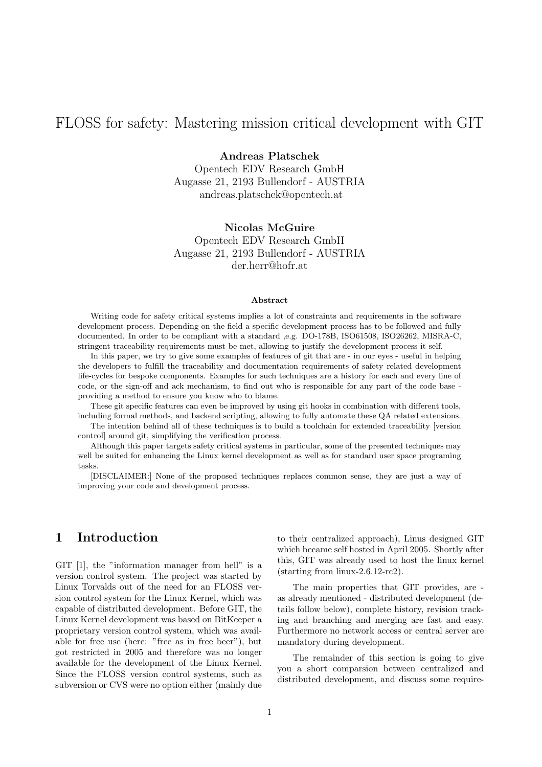# FLOSS for safety: Mastering mission critical development with GIT

**Andreas Platschek**
Opentech EDV Research GmbH
Augasse 21, 2193 Bullendorf - AUSTRIA
andreas.platschek@opentech.at

**Nicolas McGuire**
Opentech EDV Research GmbH
Augasse 21, 2193 Bullendorf - AUSTRIA
der.herr@hofr.at

**Abstract**

Writing code for safety critical systems implies a lot of constraints and requirements in the software development process. Depending on the field a specific development process has to be followed and fully documented. In order to be compliant with a standard ,e.g. DO-178B, ISO61508, ISO26262, MISRA-C, stringent traceability requirements must be met, allowing to justify the development process it self.

In this paper, we try to give some examples of features of git that are - in our eyes - useful in helping the developers to fulfill the traceability and documentation requirements of safety related development life-cycles for bespoke components. Examples for such techniques are a history for each and every line of code, or the sign-off and ack mechanism, to find out who is responsible for any part of the code base - providing a method to ensure you know who to blame.

These git specific features can even be improved by using git hooks in combination with different tools, including formal methods, and backend scripting, allowing to fully automate these QA related extensions.

The intention behind all of these techniques is to build a toolchain for extended traceability [version control] around git, simplifying the verification process.

Although this paper targets safety critical systems in particular, some of the presented techniques may well be suited for enhancing the Linux kernel development as well as for standard user space programing tasks.

[DISCLAIMER:] None of the proposed techniques replaces common sense, they are just a way of improving your code and development process.

## 1 Introduction

GIT [1], the "information manager from hell" is a version control system. The project was started by Linux Torvalds out of the need for an FLOSS version control system for the Linux Kernel, which was capable of distributed development. Before GIT, the Linux Kernel development was based on BitKeeper a proprietary version control system, which was available for free use (here: "free as in free beer"), but got restricted in 2005 and therefore was no longer available for the development of the Linux Kernel. Since the FLOSS version control systems, such as subversion or CVS were no option either (mainly due to their centralized approach), Linus designed GIT which became self hosted in April 2005. Shortly after this, GIT was already used to host the linux kernel (starting from linux-2.6.12-rc2).

The main properties that GIT provides, are - as already mentioned - distributed development (details follow below), complete history, revision tracking and branching and merging are fast and easy. Furthermore no network access or central server are mandatory during development.

The remainder of this section is going to give you a short comparsion between centralized and distributed development, and discuss some require-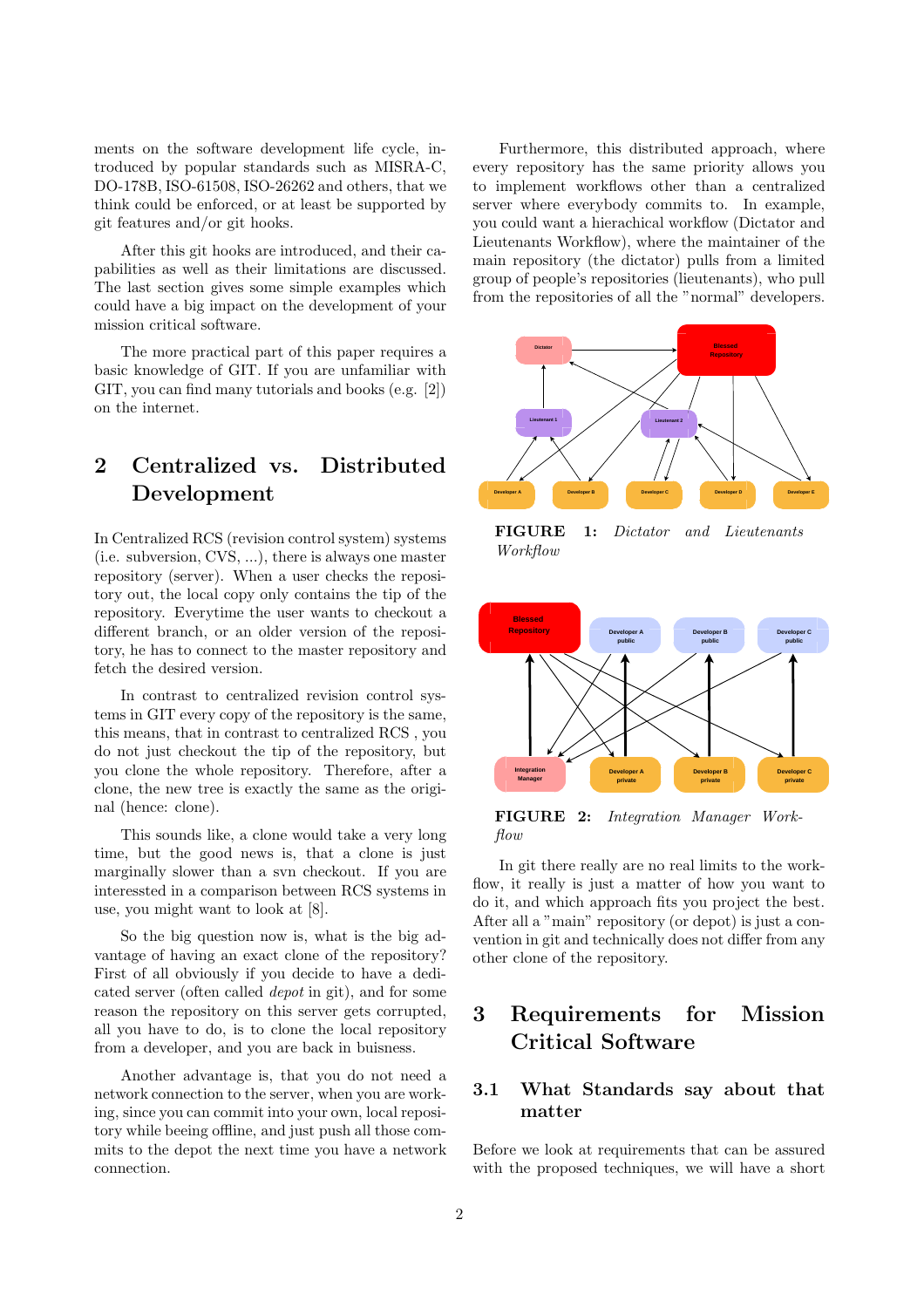ments on the software development life cycle, introduced by popular standards such as MISRA-C, DO-178B, ISO-61508, ISO-26262 and others, that we think could be enforced, or at least be supported by git features and/or git hooks.

After this git hooks are introduced, and their capabilities as well as their limitations are discussed. The last section gives some simple examples which could have a big impact on the development of your mission critical software.

The more practical part of this paper requires a basic knowledge of GIT. If you are unfamiliar with GIT, you can find many tutorials and books (e.g. [2]) on the internet.

# 2 Centralized vs. Distributed Development

In Centralized RCS (revision control system) systems (i.e. subversion, CVS, ...), there is always one master repository (server). When a user checks the repository out, the local copy only contains the tip of the repository. Everytime the user wants to checkout a different branch, or an older version of the repository, he has to connect to the master repository and fetch the desired version.

In contrast to centralized revision control systems in GIT every copy of the repository is the same, this means, that in contrast to centralized RCS , you do not just checkout the tip of the repository, but you clone the whole repository. Therefore, after a clone, the new tree is exactly the same as the original (hence: clone).

This sounds like, a clone would take a very long time, but the good news is, that a clone is just marginally slower than a svn checkout. If you are interessted in a comparison between RCS systems in use, you might want to look at [8].

So the big question now is, what is the big advantage of having an exact clone of the repository? First of all obviously if you decide to have a dedicated server (often called *depot* in git), and for some reason the repository on this server gets corrupted, all you have to do, is to clone the local repository from a developer, and you are back in buisness.

Another advantage is, that you do not need a network connection to the server, when you are working, since you can commit into your own, local repository while beeing offline, and just push all those commits to the depot the next time you have a network connection.

Furthermore, this distributed approach, where every repository has the same priority allows you to implement workflows other than a centralized server where everybody commits to. In example, you could want a hierachical workflow (Dictator and Lieutenants Workflow), where the maintainer of the main repository (the dictator) pulls from a limited group of people's repositories (lieutenants), who pull from the repositories of all the "normal" developers.

**FIGURE 1:** *Dictator and Lieutenants Workflow*

**FIGURE 2:** *Integration Manager Workflow*

In git there really are no real limits to the workflow, it really is just a matter of how you want to do it, and which approach fits you project the best. After all a "main" repository (or depot) is just a convention in git and technically does not differ from any other clone of the repository.

# 3 Requirements for Mission Critical Software

## 3.1 What Standards say about that matter

Before we look at requirements that can be assured with the proposed techniques, we will have a short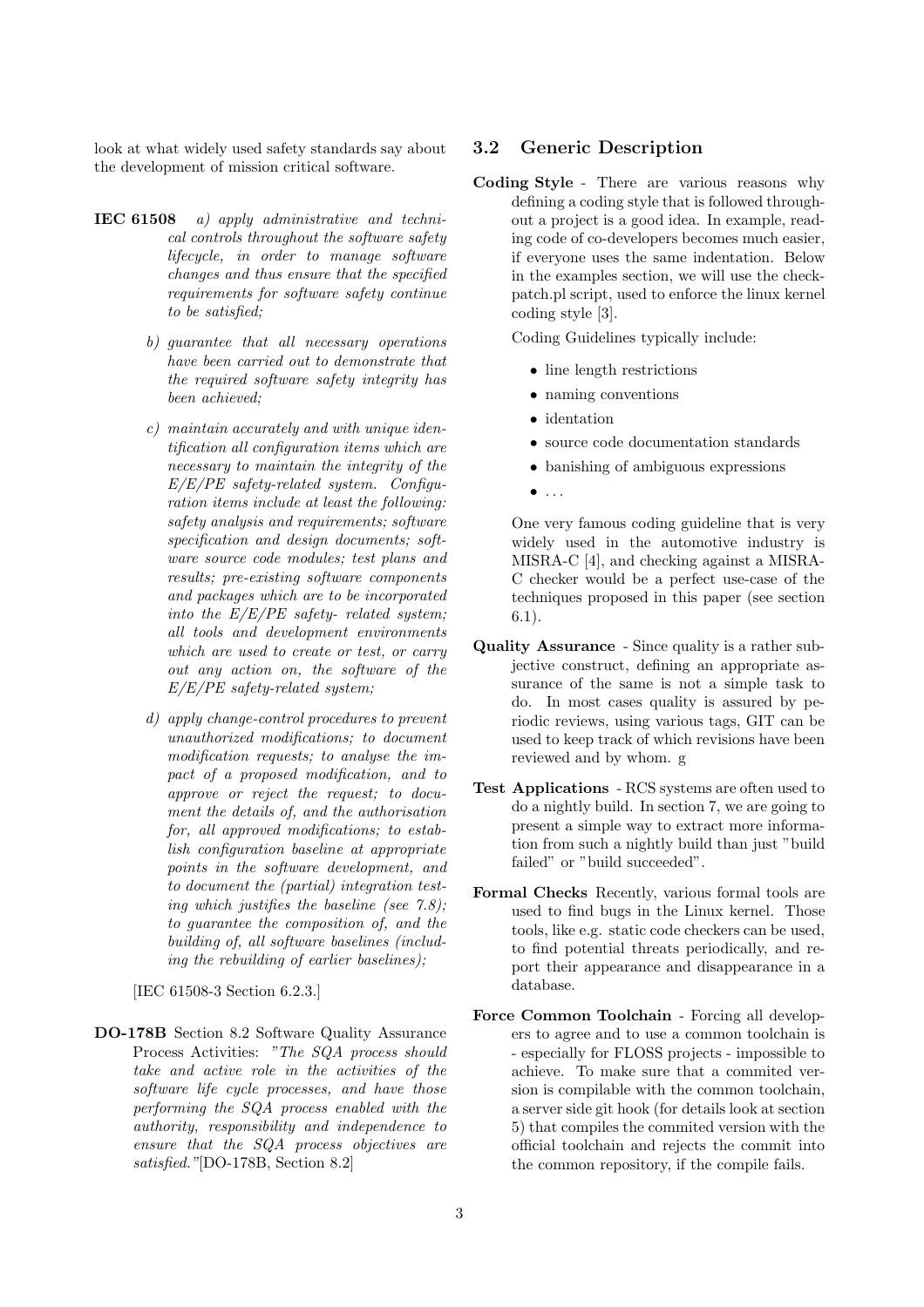look at what widely used safety standards say about the development of mission critical software.

**IEC 61508** *a) apply administrative and technical controls throughout the software safety lifecycle, in order to manage software changes and thus ensure that the specified requirements for software safety continue to be satisfied;*

*b) guarantee that all necessary operations have been carried out to demonstrate that the required software safety integrity has been achieved;*

*c) maintain accurately and with unique identification all configuration items which are necessary to maintain the integrity of the E/E/PE safety-related system. Configuration items include at least the following: safety analysis and requirements; software specification and design documents; software source code modules; test plans and results; pre-existing software components and packages which are to be incorporated into the E/E/PE safety- related system; all tools and development environments which are used to create or test, or carry out any action on, the software of the E/E/PE safety-related system;*

*d) apply change-control procedures to prevent unauthorized modifications; to document modification requests; to analyse the impact of a proposed modification, and to approve or reject the request; to document the details of, and the authorisation for, all approved modifications; to establish configuration baseline at appropriate points in the software development, and to document the (partial) integration testing which justifies the baseline (see 7.8); to guarantee the composition of, and the building of, all software baselines (including the rebuilding of earlier baselines);*

[IEC 61508-3 Section 6.2.3.]

**DO-178B** Section 8.2 Software Quality Assurance Process Activities: *"The SQA process should take and active role in the activities of the software life cycle processes, and have those performing the SQA process enabled with the authority, responsibility and independence to ensure that the SQA process objectives are satisfied."*[DO-178B, Section 8.2]

## 3.2 Generic Description

**Coding Style** - There are various reasons why defining a coding style that is followed throughout a project is a good idea. In example, reading code of co-developers becomes much easier, if everyone uses the same indentation. Below in the examples section, we will use the checkpatch.pl script, used to enforce the linux kernel coding style [3].

Coding Guidelines typically include:

- line length restrictions
- naming conventions
- identation
- source code documentation standards
- banishing of ambiguous expressions
- ...

One very famous coding guideline that is very widely used in the automotive industry is MISRA-C [4], and checking against a MISRA-C checker would be a perfect use-case of the techniques proposed in this paper (see section 6.1).

**Quality Assurance** - Since quality is a rather subjective construct, defining an appropriate assurance of the same is not a simple task to do. In most cases quality is assured by periodic reviews, using various tags, GIT can be used to keep track of which revisions have been reviewed and by whom. g

**Test Applications** - RCS systems are often used to do a nightly build. In section 7, we are going to present a simple way to extract more information from such a nightly build than just "build failed" or "build succeeded".

**Formal Checks** Recently, various formal tools are used to find bugs in the Linux kernel. Those tools, like e.g. static code checkers can be used, to find potential threats periodically, and report their appearance and disappearance in a database.

**Force Common Toolchain** - Forcing all developers to agree and to use a common toolchain is - especially for FLOSS projects - impossible to achieve. To make sure that a commited version is compilable with the common toolchain, a server side git hook (for details look at section 5) that compiles the commited version with the official toolchain and rejects the commit into the common repository, if the compile fails.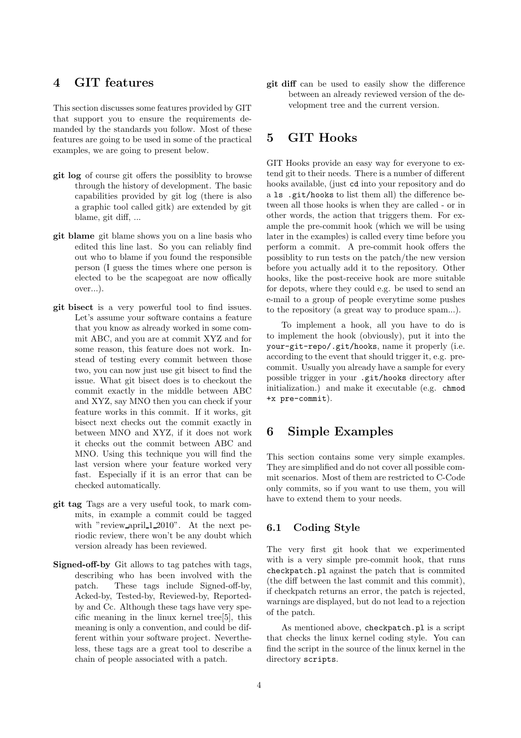## 4 GIT features

This section discusses some features provided by GIT that support you to ensure the requirements demanded by the standards you follow. Most of these features are going to be used in some of the practical examples, we are going to present below.

**git log** of course git offers the possiblity to browse through the history of development. The basic capabilities provided by git log (there is also a graphic tool called gitk) are extended by git blame, git diff, ...

**git blame** git blame shows you on a line basis who edited this line last. So you can reliably find out who to blame if you found the responsible person (I guess the times where one person is elected to be the scapegoat are now offically over...).

**git bisect** is a very powerful tool to find issues. Let's assume your software contains a feature that you know as already worked in some commit ABC, and you are at commit XYZ and for some reason, this feature does not work. Instead of testing every commit between those two, you can now just use git bisect to find the issue. What git bisect does is to checkout the commit exactly in the middle between ABC and XYZ, say MNO then you can check if your feature works in this commit. If it works, git bisect next checks out the commit exactly in between MNO and XYZ, if it does not work it checks out the commit between ABC and MNO. Using this technique you will find the last version where your feature worked very fast. Especially if it is an error that can be checked automatically.

**git tag** Tags are a very useful took, to mark commits, in example a commit could be tagged with "review_april_1_2010". At the next periodic review, there won't be any doubt which version already has been reviewed.

**Signed-off-by** Git allows to tag patches with tags, describing who has been involved with the patch. These tags include Signed-off-by, Acked-by, Tested-by, Reviewed-by, Reported-by and Cc. Although these tags have very specific meaning in the linux kernel tree[5], this meaning is only a convention, and could be different within your software project. Nevertheless, these tags are a great tool to describe a chain of people associated with a patch.

**git diff** can be used to easily show the difference between an already reviewed version of the development tree and the current version.

## 5 GIT Hooks

GIT Hooks provide an easy way for everyone to extend git to their needs. There is a number of different hooks available, (just `cd` into your repository and do a `ls .git/hooks` to list them all) the difference between all those hooks is when they are called - or in other words, the action that triggers them. For example the pre-commit hook (which we will be using later in the examples) is called every time before you perform a commit. A pre-commit hook offers the possiblity to run tests on the patch/the new version before you actually add it to the repository. Other hooks, like the post-receive hook are more suitable for depots, where they could e.g. be used to send an e-mail to a group of people everytime some pushes to the repository (a great way to produce spam...).

To implement a hook, all you have to do is to implement the hook (obviously), put it into the `your-git-repo/.git/hooks`, name it properly (i.e. according to the event that should trigger it, e.g. pre-commit. Usually you already have a sample for every possible trigger in your `.git/hooks` directory after initialization.) and make it executable (e.g. `chmod +x pre-commit`).

## 6 Simple Examples

This section contains some very simple examples. They are simplified and do not cover all possible commit scenarios. Most of them are restricted to C-Code only commits, so if you want to use them, you will have to extend them to your needs.

### 6.1 Coding Style

The very first git hook that we experimented with is a very simple pre-commit hook, that runs `checkpatch.pl` against the patch that is commited (the diff between the last commit and this commit), if checkpatch returns an error, the patch is rejected, warnings are displayed, but do not lead to a rejection of the patch.

As mentioned above, `checkpatch.pl` is a script that checks the linux kernel coding style. You can find the script in the source of the linux kernel in the directory `scripts`.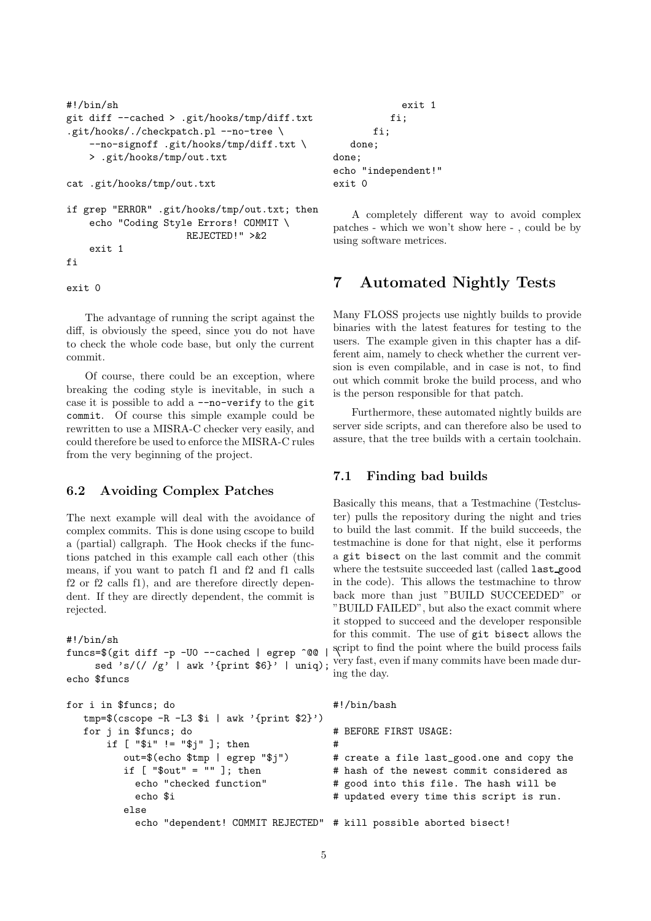```
#!/bin/sh
git diff --cached > .git/hooks/tmp/diff.txt
.git/hooks/./checkpatch.pl --no-tree \
    --no-signoff .git/hooks/tmp/diff.txt \
    > .git/hooks/tmp/out.txt

cat .git/hooks/tmp/out.txt

if grep "ERROR" .git/hooks/tmp/out.txt; then
    echo "Coding Style Errors! COMMIT \
                   REJECTED!" >&2
    exit 1
fi

exit 0
```

The advantage of running the script against the diff, is obviously the speed, since you do not have to check the whole code base, but only the current commit.

Of course, there could be an exception, where breaking the coding style is inevitable, in such a case it is possible to add a `--no-verify` to the `git commit`. Of course this simple example could be rewritten to use a MISRA-C checker very easily, and could therefore be used to enforce the MISRA-C rules from the very beginning of the project.

### 6.2 Avoiding Complex Patches

The next example will deal with the avoidance of complex commits. This is done using cscope to build a (partial) callgraph. The Hook checks if the functions patched in this example call each other (this means, if you want to patch f1 and f2 and f1 calls f2 or f2 calls f1), and are therefore directly dependent. If they are directly dependent, the commit is rejected.

```
#!/bin/sh
funcs=$(git diff -p -U0 --cached | egrep ^@@ | \
     sed 's/(/ /g' | awk '{print $6}' | uniq);
echo $funcs

for i in $funcs; do
   tmp=$(cscope -R -L3 $i | awk '{print $2}')
   for j in $funcs; do
       if [ "$i" != "$j" ]; then
          out=$(echo $tmp | egrep "$j")
          if [ "$out" = "" ]; then
            echo "checked function"
            echo $i
          else
            echo "dependent! COMMIT REJECTED"
            exit 1
          fi;
       fi;
   done;
done;
echo "independent!"
exit 0
```

A completely different way to avoid complex patches - which we won't show here - , could be by using software metrices.

## 7 Automated Nightly Tests

Many FLOSS projects use nightly builds to provide binaries with the latest features for testing to the users. The example given in this chapter has a different aim, namely to check whether the current version is even compilable, and in case is not, to find out which commit broke the build process, and who is the person responsible for that patch.

Furthermore, these automated nightly builds are server side scripts, and can therefore also be used to assure, that the tree builds with a certain toolchain.

### 7.1 Finding bad builds

Basically this means, that a Testmachine (Testcluster) pulls the repository during the night and tries to build the last commit. If the build succeeds, the testmachine is done for that night, else it performs a `git bisect` on the last commit and the commit where the testsuite succeeded last (called `last_good` in the code). This allows the testmachine to throw back more than just "BUILD SUCCEEDED" or "BUILD FAILED", but also the exact commit where it stopped to succeed and the developer responsible for this commit. The use of `git bisect` allows the script to find the point where the build process fails very fast, even if many commits have been made during the day.

```
#!/bin/bash

# BEFORE FIRST USAGE:
#
# create a file last_good.one and copy the
# hash of the newest commit considered as
# good into this file. The hash will be
# updated every time this script is run.

# kill possible aborted bisect!
```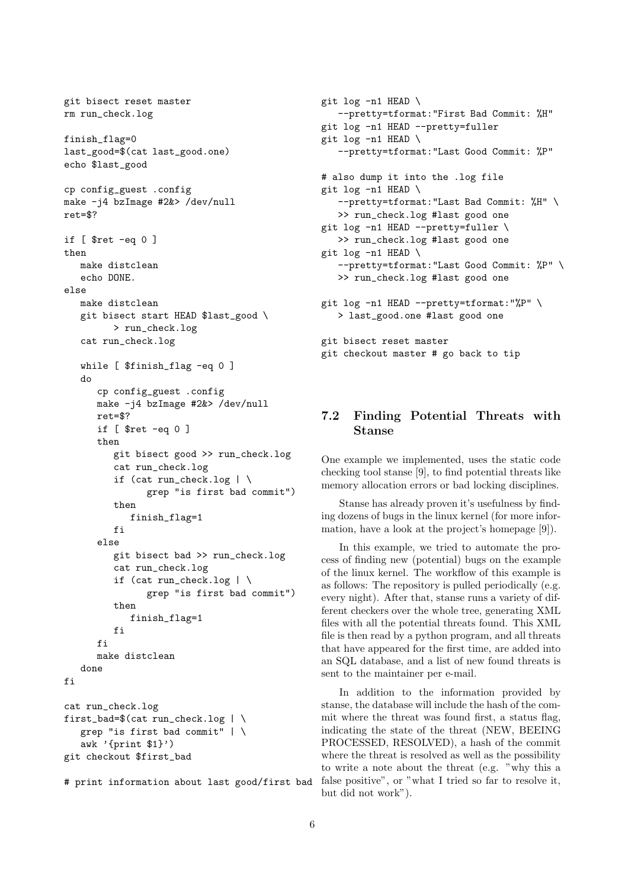```
git bisect reset master
rm run_check.log

finish_flag=0
last_good=$(cat last_good.one)
echo $last_good

cp config_guest .config
make -j4 bzImage #2&> /dev/null
ret=$?

if [ $ret -eq 0 ]
then
   make distclean
   echo DONE.
else
   make distclean
   git bisect start HEAD $last_good \
        > run_check.log
   cat run_check.log

   while [ $finish_flag -eq 0 ]
   do
      cp config_guest .config
      make -j4 bzImage #2&> /dev/null
      ret=$?
      if [ $ret -eq 0 ]
      then
         git bisect good >> run_check.log
         cat run_check.log
         if (cat run_check.log | \
              grep "is first bad commit")
         then
            finish_flag=1
         fi
      else
         git bisect bad >> run_check.log
         cat run_check.log
         if (cat run_check.log | \
              grep "is first bad commit")
         then
            finish_flag=1
         fi
      fi
      make distclean
   done
fi

cat run_check.log
first_bad=$(cat run_check.log | \
   grep "is first bad commit" | \
   awk '{print $1}')
git checkout $first_bad

# print information about last good/first bad
git log -n1 HEAD \
   --pretty=tformat:"First Bad Commit: %H"
git log -n1 HEAD --pretty=fuller
git log -n1 HEAD \
   --pretty=tformat:"Last Good Commit: %P"

# also dump it into the .log file
git log -n1 HEAD \
   --pretty=tformat:"Last Bad Commit: %H" \
   >> run_check.log #last good one
git log -n1 HEAD --pretty=fuller \
   >> run_check.log #last good one
git log -n1 HEAD \
   --pretty=tformat:"Last Good Commit: %P" \
   >> run_check.log #last good one

git log -n1 HEAD --pretty=tformat:"%P" \
   > last_good.one #last good one

git bisect reset master
git checkout master # go back to tip
```

### 7.2 Finding Potential Threats with Stanse

One example we implemented, uses the static code checking tool stanse [9], to find potential threats like memory allocation errors or bad locking disciplines.

Stanse has already proven it's usefulness by finding dozens of bugs in the linux kernel (for more information, have a look at the project's homepage [9]).

In this example, we tried to automate the process of finding new (potential) bugs on the example of the linux kernel. The workflow of this example is as follows: The repository is pulled periodically (e.g. every night). After that, stanse runs a variety of different checkers over the whole tree, generating XML files with all the potential threats found. This XML file is then read by a python program, and all threats that have appeared for the first time, are added into an SQL database, and a list of new found threats is sent to the maintainer per e-mail.

In addition to the information provided by stanse, the database will include the hash of the commit where the threat was found first, a status flag, indicating the state of the threat (NEW, BEEING PROCESSED, RESOLVED), a hash of the commit where the threat is resolved as well as the possibility to write a note about the threat (e.g. "why this a false positive", or "what I tried so far to resolve it, but did not work").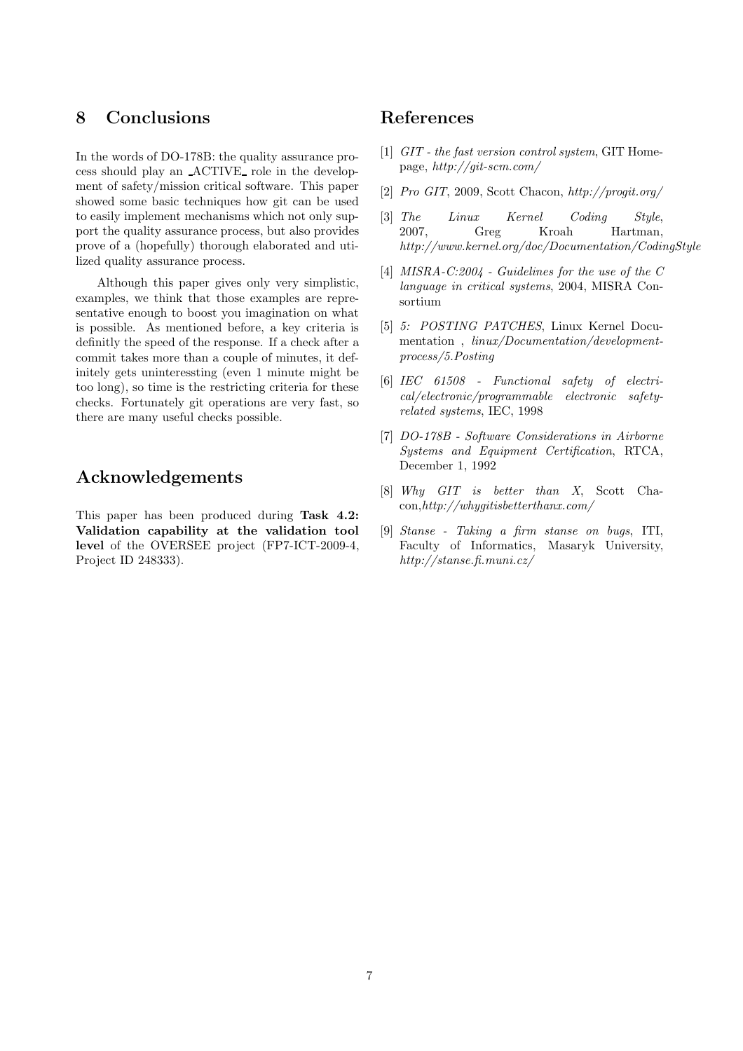## 8 Conclusions

In the words of DO-178B: the quality assurance process should play an _ACTIVE_ role in the development of safety/mission critical software. This paper showed some basic techniques how git can be used to easily implement mechanisms which not only support the quality assurance process, but also provides prove of a (hopefully) thorough elaborated and utilized quality assurance process.

Although this paper gives only very simplistic, examples, we think that those examples are representative enough to boost you imagination on what is possible. As mentioned before, a key criteria is definitly the speed of the response. If a check after a commit takes more than a couple of minutes, it definitely gets uninteressting (even 1 minute might be too long), so time is the restricting criteria for these checks. Fortunately git operations are very fast, so there are many useful checks possible.

## Acknowledgements

This paper has been produced during **Task 4.2: Validation capability at the validation tool level** of the OVERSEE project (FP7-ICT-2009-4, Project ID 248333).

## References

[1] *GIT - the fast version control system*, GIT Homepage, *http://git-scm.com/*

[2] *Pro GIT*, 2009, Scott Chacon, *http://progit.org/*

[3] *The Linux Kernel Coding Style*, 2007, Greg Kroah Hartman, *http://www.kernel.org/doc/Documentation/CodingStyle*

[4] *MISRA-C:2004 - Guidelines for the use of the C language in critical systems*, 2004, MISRA Consortium

[5] *5: POSTING PATCHES*, Linux Kernel Documentation , *linux/Documentation/development-process/5.Posting*

[6] *IEC 61508 - Functional safety of electrical/electronic/programmable electronic safety-related systems*, IEC, 1998

[7] *DO-178B - Software Considerations in Airborne Systems and Equipment Certification*, RTCA, December 1, 1992

[8] *Why GIT is better than X*, Scott Chacon,*http://whygitisbetterthanx.com/*

[9] *Stanse - Taking a firm stanse on bugs*, ITI, Faculty of Informatics, Masaryk University, *http://stanse.fi.muni.cz/*